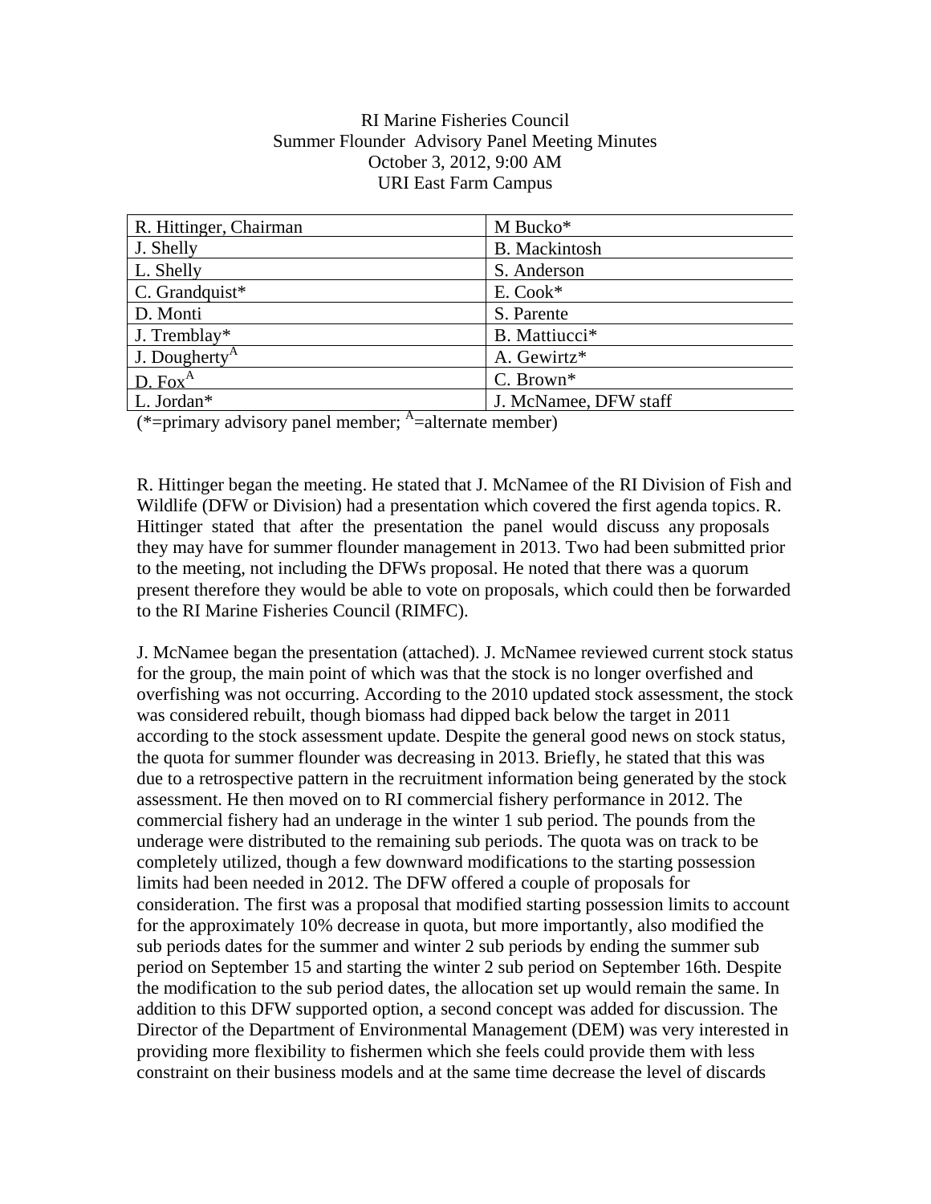RI Marine Fisheries Council
Summer Flounder Advisory Panel Meeting Minutes
October 3, 2012, 9:00 AM
URI East Farm Campus

| | |
|---|---|
| R. Hittinger, Chairman | M Bucko* |
| J. Shelly | B. Mackintosh |
| L. Shelly | S. Anderson |
| C. Grandquist* | E. Cook* |
| D. Monti | S. Parente |
| J. Tremblay* | B. Mattiucci* |
| J. Dougherty[A] | A. Gewirtz* |
| D. Fox[A] | C. Brown* |
| L. Jordan* | J. McNamee, DFW staff |

(*=primary advisory panel member; [A]=alternate member)

R. Hittinger began the meeting. He stated that J. McNamee of the RI Division of Fish and Wildlife (DFW or Division) had a presentation which covered the first agenda topics. R. Hittinger stated that after the presentation the panel would discuss any proposals they may have for summer flounder management in 2013. Two had been submitted prior to the meeting, not including the DFWs proposal. He noted that there was a quorum present therefore they would be able to vote on proposals, which could then be forwarded to the RI Marine Fisheries Council (RIMFC).

J. McNamee began the presentation (attached). J. McNamee reviewed current stock status for the group, the main point of which was that the stock is no longer overfished and overfishing was not occurring. According to the 2010 updated stock assessment, the stock was considered rebuilt, though biomass had dipped back below the target in 2011 according to the stock assessment update. Despite the general good news on stock status, the quota for summer flounder was decreasing in 2013. Briefly, he stated that this was due to a retrospective pattern in the recruitment information being generated by the stock assessment. He then moved on to RI commercial fishery performance in 2012. The commercial fishery had an underage in the winter 1 sub period. The pounds from the underage were distributed to the remaining sub periods. The quota was on track to be completely utilized, though a few downward modifications to the starting possession limits had been needed in 2012. The DFW offered a couple of proposals for consideration. The first was a proposal that modified starting possession limits to account for the approximately 10% decrease in quota, but more importantly, also modified the sub periods dates for the summer and winter 2 sub periods by ending the summer sub period on September 15 and starting the winter 2 sub period on September 16th. Despite the modification to the sub period dates, the allocation set up would remain the same. In addition to this DFW supported option, a second concept was added for discussion. The Director of the Department of Environmental Management (DEM) was very interested in providing more flexibility to fishermen which she feels could provide them with less constraint on their business models and at the same time decrease the level of discards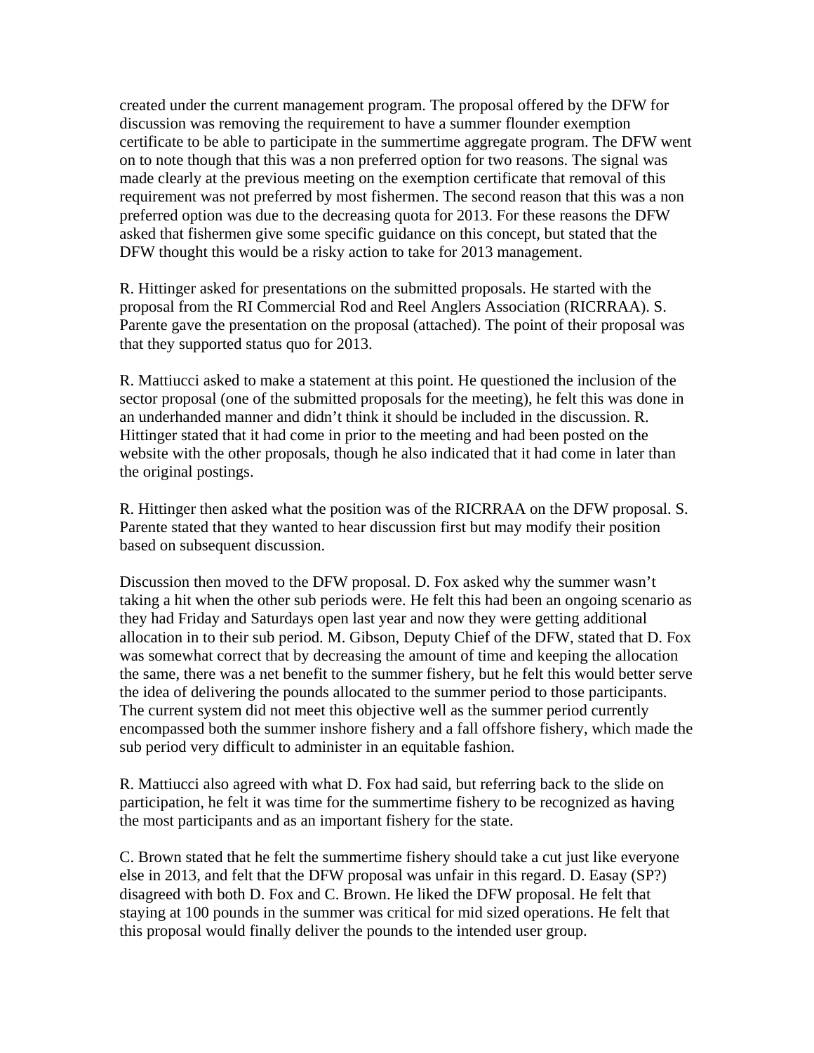created under the current management program. The proposal offered by the DFW for discussion was removing the requirement to have a summer flounder exemption certificate to be able to participate in the summertime aggregate program. The DFW went on to note though that this was a non preferred option for two reasons. The signal was made clearly at the previous meeting on the exemption certificate that removal of this requirement was not preferred by most fishermen. The second reason that this was a non preferred option was due to the decreasing quota for 2013. For these reasons the DFW asked that fishermen give some specific guidance on this concept, but stated that the DFW thought this would be a risky action to take for 2013 management.

R. Hittinger asked for presentations on the submitted proposals. He started with the proposal from the RI Commercial Rod and Reel Anglers Association (RICRRAA). S. Parente gave the presentation on the proposal (attached). The point of their proposal was that they supported status quo for 2013.

R. Mattiucci asked to make a statement at this point. He questioned the inclusion of the sector proposal (one of the submitted proposals for the meeting), he felt this was done in an underhanded manner and didn't think it should be included in the discussion. R. Hittinger stated that it had come in prior to the meeting and had been posted on the website with the other proposals, though he also indicated that it had come in later than the original postings.

R. Hittinger then asked what the position was of the RICRRAA on the DFW proposal. S. Parente stated that they wanted to hear discussion first but may modify their position based on subsequent discussion.

Discussion then moved to the DFW proposal. D. Fox asked why the summer wasn't taking a hit when the other sub periods were. He felt this had been an ongoing scenario as they had Friday and Saturdays open last year and now they were getting additional allocation in to their sub period. M. Gibson, Deputy Chief of the DFW, stated that D. Fox was somewhat correct that by decreasing the amount of time and keeping the allocation the same, there was a net benefit to the summer fishery, but he felt this would better serve the idea of delivering the pounds allocated to the summer period to those participants. The current system did not meet this objective well as the summer period currently encompassed both the summer inshore fishery and a fall offshore fishery, which made the sub period very difficult to administer in an equitable fashion.

R. Mattiucci also agreed with what D. Fox had said, but referring back to the slide on participation, he felt it was time for the summertime fishery to be recognized as having the most participants and as an important fishery for the state.

C. Brown stated that he felt the summertime fishery should take a cut just like everyone else in 2013, and felt that the DFW proposal was unfair in this regard. D. Easay (SP?) disagreed with both D. Fox and C. Brown. He liked the DFW proposal. He felt that staying at 100 pounds in the summer was critical for mid sized operations. He felt that this proposal would finally deliver the pounds to the intended user group.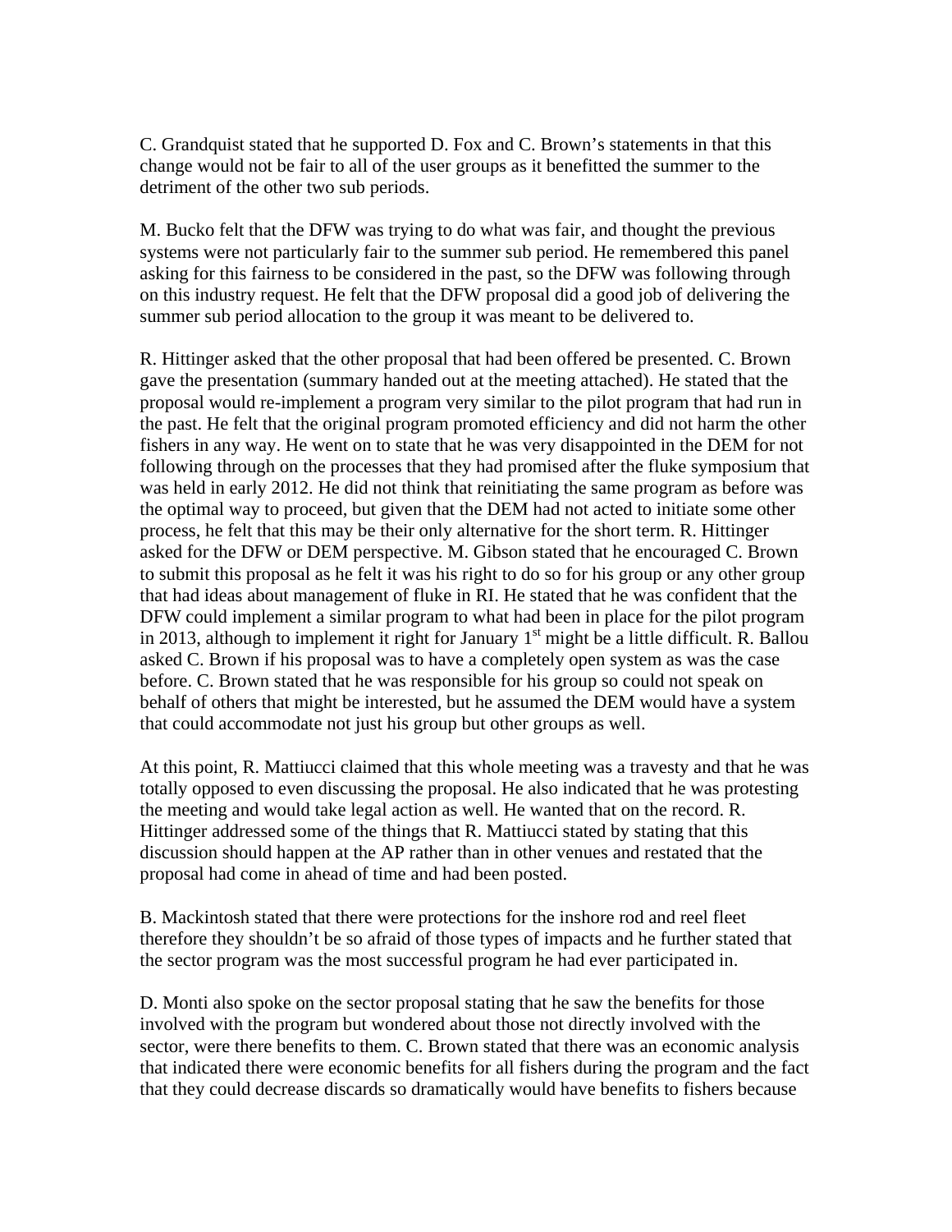C. Grandquist stated that he supported D. Fox and C. Brown's statements in that this change would not be fair to all of the user groups as it benefitted the summer to the detriment of the other two sub periods.

M. Bucko felt that the DFW was trying to do what was fair, and thought the previous systems were not particularly fair to the summer sub period. He remembered this panel asking for this fairness to be considered in the past, so the DFW was following through on this industry request. He felt that the DFW proposal did a good job of delivering the summer sub period allocation to the group it was meant to be delivered to.

R. Hittinger asked that the other proposal that had been offered be presented. C. Brown gave the presentation (summary handed out at the meeting attached). He stated that the proposal would re-implement a program very similar to the pilot program that had run in the past. He felt that the original program promoted efficiency and did not harm the other fishers in any way. He went on to state that he was very disappointed in the DEM for not following through on the processes that they had promised after the fluke symposium that was held in early 2012. He did not think that reinitiating the same program as before was the optimal way to proceed, but given that the DEM had not acted to initiate some other process, he felt that this may be their only alternative for the short term. R. Hittinger asked for the DFW or DEM perspective. M. Gibson stated that he encouraged C. Brown to submit this proposal as he felt it was his right to do so for his group or any other group that had ideas about management of fluke in RI. He stated that he was confident that the DFW could implement a similar program to what had been in place for the pilot program in 2013, although to implement it right for January 1st might be a little difficult. R. Ballou asked C. Brown if his proposal was to have a completely open system as was the case before. C. Brown stated that he was responsible for his group so could not speak on behalf of others that might be interested, but he assumed the DEM would have a system that could accommodate not just his group but other groups as well.

At this point, R. Mattiucci claimed that this whole meeting was a travesty and that he was totally opposed to even discussing the proposal. He also indicated that he was protesting the meeting and would take legal action as well. He wanted that on the record. R. Hittinger addressed some of the things that R. Mattiucci stated by stating that this discussion should happen at the AP rather than in other venues and restated that the proposal had come in ahead of time and had been posted.

B. Mackintosh stated that there were protections for the inshore rod and reel fleet therefore they shouldn't be so afraid of those types of impacts and he further stated that the sector program was the most successful program he had ever participated in.

D. Monti also spoke on the sector proposal stating that he saw the benefits for those involved with the program but wondered about those not directly involved with the sector, were there benefits to them. C. Brown stated that there was an economic analysis that indicated there were economic benefits for all fishers during the program and the fact that they could decrease discards so dramatically would have benefits to fishers because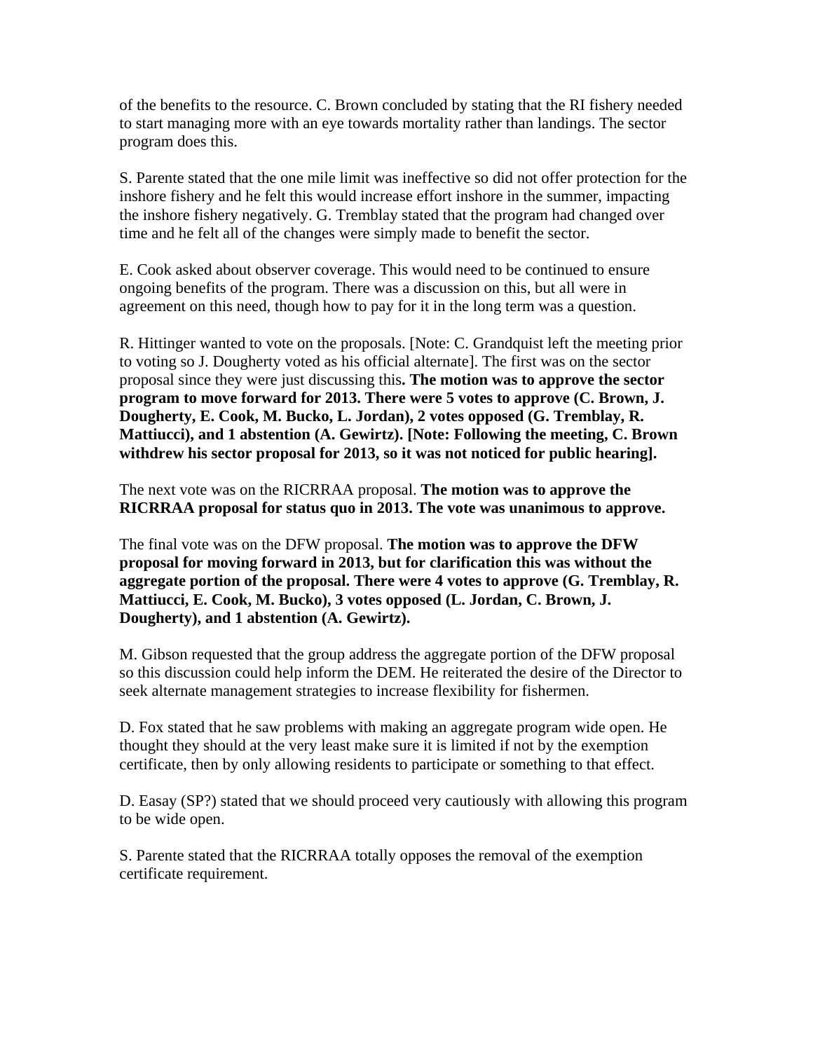of the benefits to the resource. C. Brown concluded by stating that the RI fishery needed to start managing more with an eye towards mortality rather than landings. The sector program does this.

S. Parente stated that the one mile limit was ineffective so did not offer protection for the inshore fishery and he felt this would increase effort inshore in the summer, impacting the inshore fishery negatively. G. Tremblay stated that the program had changed over time and he felt all of the changes were simply made to benefit the sector.

E. Cook asked about observer coverage. This would need to be continued to ensure ongoing benefits of the program. There was a discussion on this, but all were in agreement on this need, though how to pay for it in the long term was a question.

R. Hittinger wanted to vote on the proposals. [Note: C. Grandquist left the meeting prior to voting so J. Dougherty voted as his official alternate]. The first was on the sector proposal since they were just discussing this**. The motion was to approve the sector program to move forward for 2013. There were 5 votes to approve (C. Brown, J. Dougherty, E. Cook, M. Bucko, L. Jordan), 2 votes opposed (G. Tremblay, R. Mattiucci), and 1 abstention (A. Gewirtz). [Note: Following the meeting, C. Brown withdrew his sector proposal for 2013, so it was not noticed for public hearing].**

The next vote was on the RICRRAA proposal. **The motion was to approve the RICRRAA proposal for status quo in 2013. The vote was unanimous to approve.**

The final vote was on the DFW proposal. **The motion was to approve the DFW proposal for moving forward in 2013, but for clarification this was without the aggregate portion of the proposal. There were 4 votes to approve (G. Tremblay, R. Mattiucci, E. Cook, M. Bucko), 3 votes opposed (L. Jordan, C. Brown, J. Dougherty), and 1 abstention (A. Gewirtz).**

M. Gibson requested that the group address the aggregate portion of the DFW proposal so this discussion could help inform the DEM. He reiterated the desire of the Director to seek alternate management strategies to increase flexibility for fishermen.

D. Fox stated that he saw problems with making an aggregate program wide open. He thought they should at the very least make sure it is limited if not by the exemption certificate, then by only allowing residents to participate or something to that effect.

D. Easay (SP?) stated that we should proceed very cautiously with allowing this program to be wide open.

S. Parente stated that the RICRRAA totally opposes the removal of the exemption certificate requirement.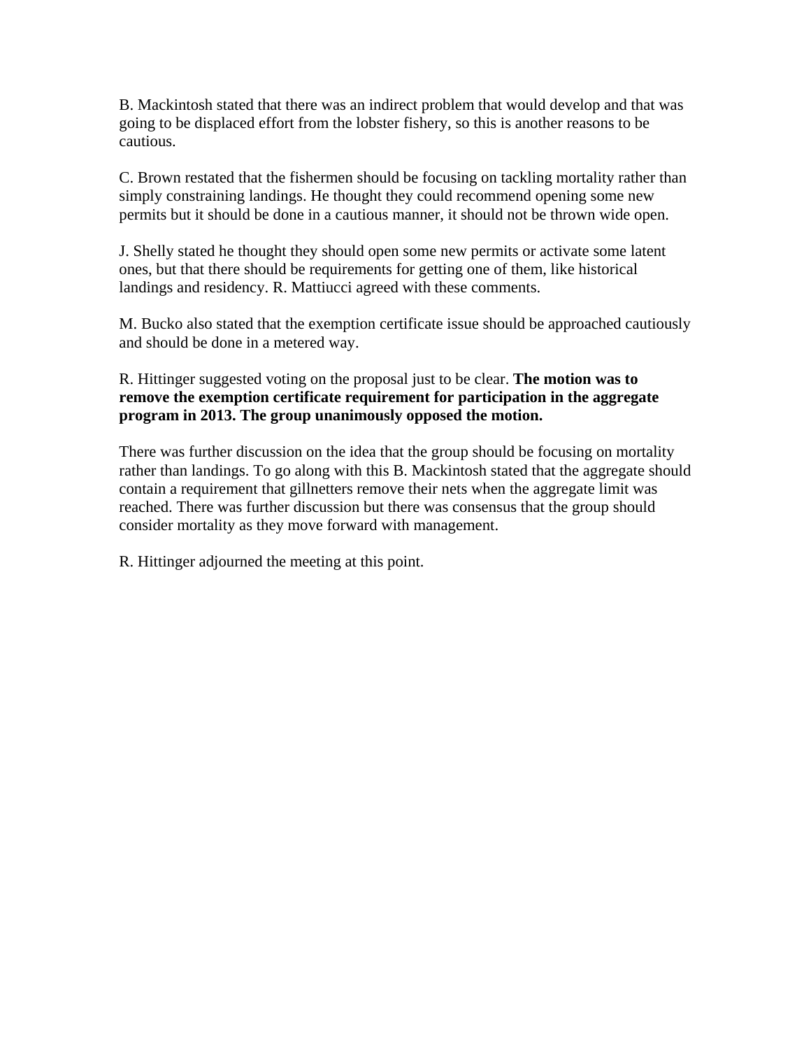B. Mackintosh stated that there was an indirect problem that would develop and that was going to be displaced effort from the lobster fishery, so this is another reasons to be cautious.

C. Brown restated that the fishermen should be focusing on tackling mortality rather than simply constraining landings. He thought they could recommend opening some new permits but it should be done in a cautious manner, it should not be thrown wide open.

J. Shelly stated he thought they should open some new permits or activate some latent ones, but that there should be requirements for getting one of them, like historical landings and residency. R. Mattiucci agreed with these comments.

M. Bucko also stated that the exemption certificate issue should be approached cautiously and should be done in a metered way.

R. Hittinger suggested voting on the proposal just to be clear. **The motion was to remove the exemption certificate requirement for participation in the aggregate program in 2013. The group unanimously opposed the motion.**

There was further discussion on the idea that the group should be focusing on mortality rather than landings. To go along with this B. Mackintosh stated that the aggregate should contain a requirement that gillnetters remove their nets when the aggregate limit was reached. There was further discussion but there was consensus that the group should consider mortality as they move forward with management.

R. Hittinger adjourned the meeting at this point.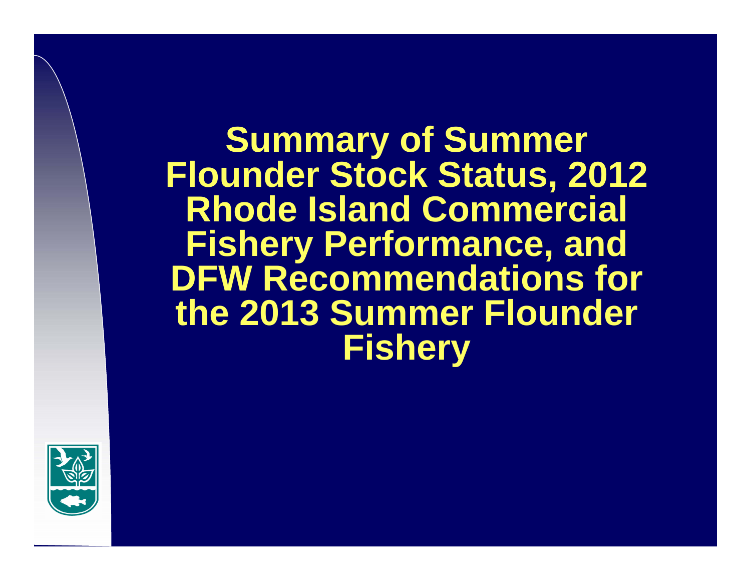# Summary of Summer Flounder Stock Status, 2012 Rhode Island Commercial Fishery Performance, and DFW Recommendations for the 2013 Summer Flounder Fishery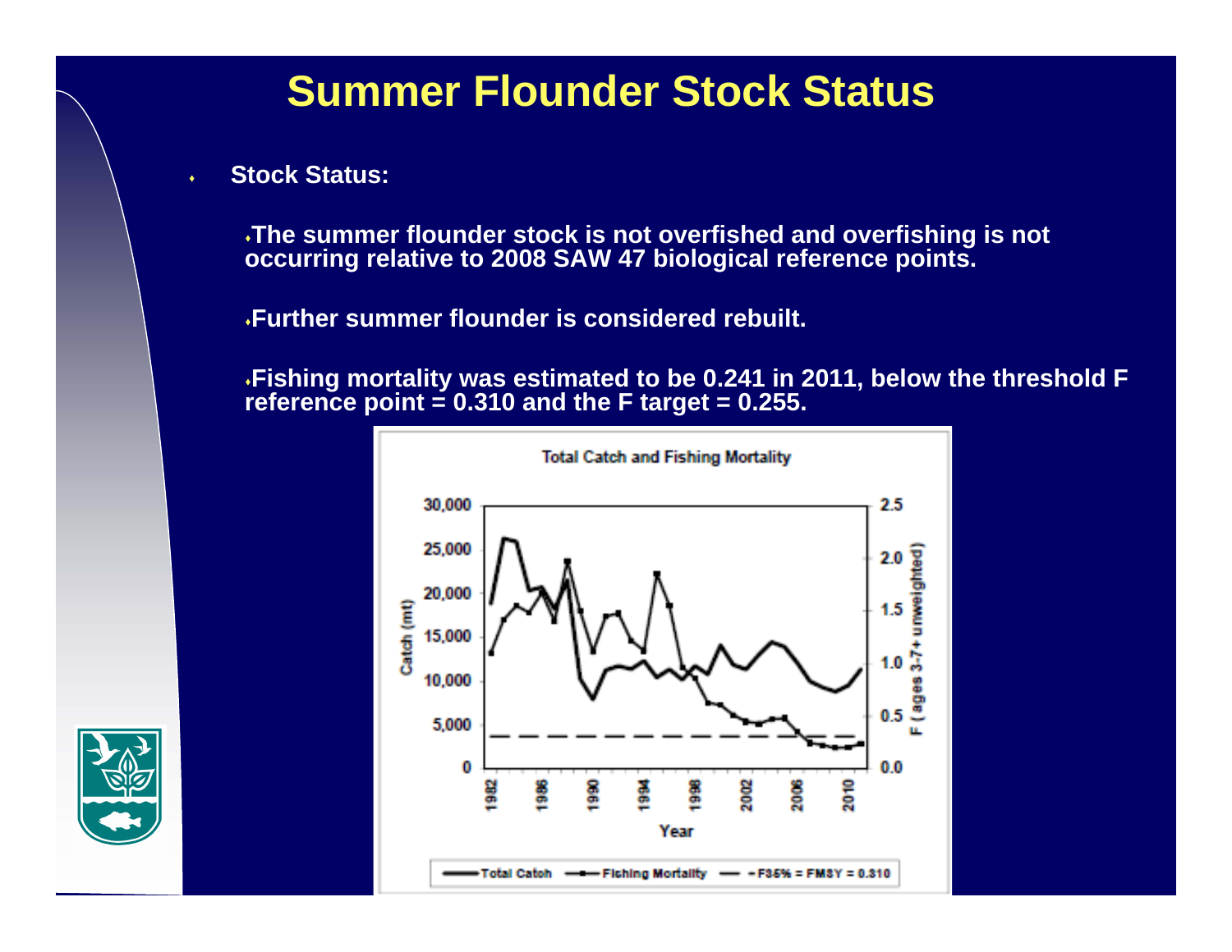# Summer Flounder Stock Status

- **Stock Status:**
  - **The summer flounder stock is not overfished and overfishing is not occurring relative to 2008 SAW 47 biological reference points.**
  - **Further summer flounder is considered rebuilt.**
  - **Fishing mortality was estimated to be 0.241 in 2011, below the threshold F reference point = 0.310 and the F target = 0.255.**

Total Catch and Fishing Mortality

Catch (mt)

30,000
25,000
20,000
15,000
10,000
5,000
0

F ( ages 3-7+ unweighted)

2.5
2.0
1.5
1.0
0.5
0.0

1982
1986
1990
1994
1998
2002
2006
2010

Year

Total Catch — Fishing Mortality — F35% = FMSY = 0.310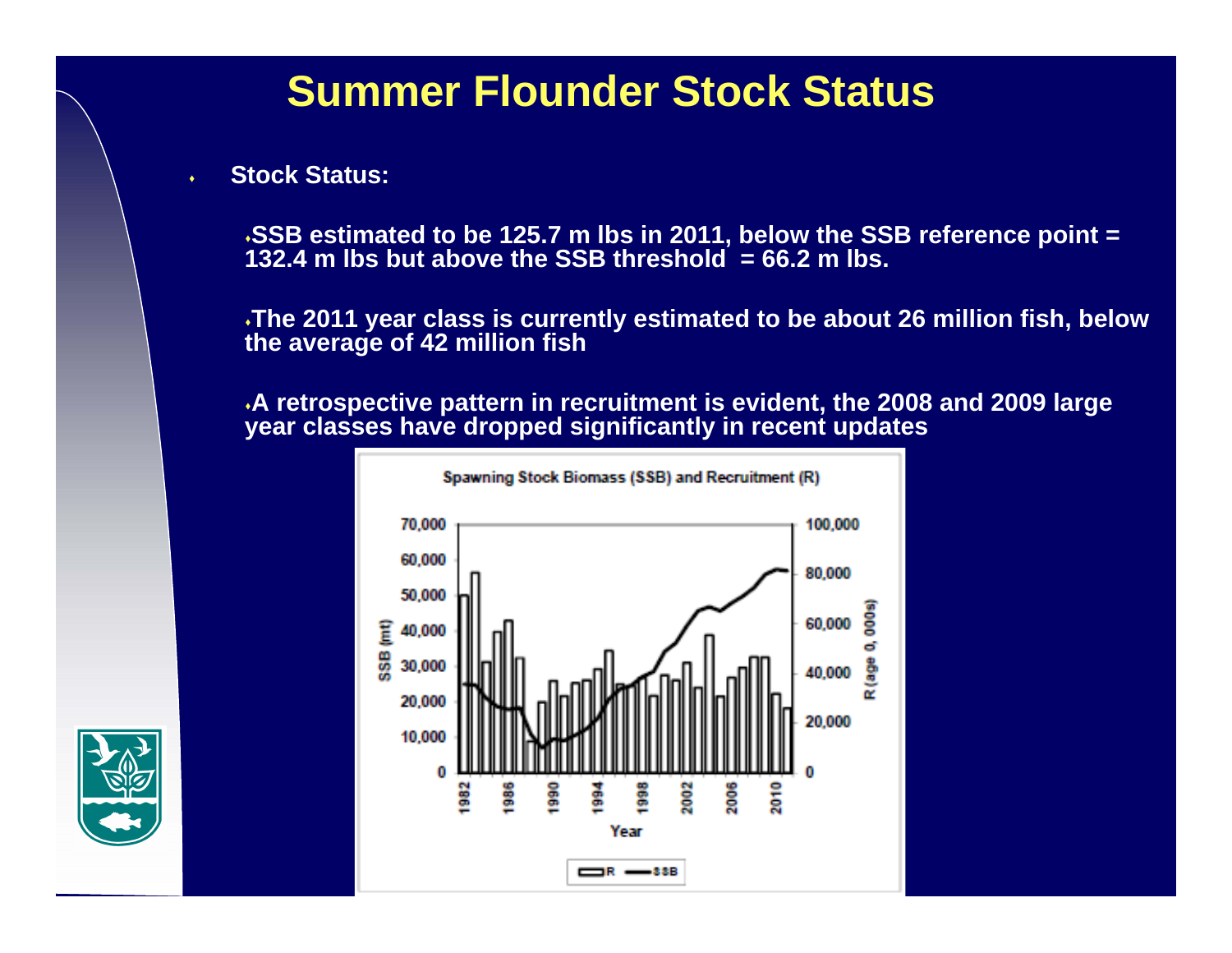# Summer Flounder Stock Status

- **Stock Status:**
  - **SSB estimated to be 125.7 m lbs in 2011, below the SSB reference point = 132.4 m lbs but above the SSB threshold = 66.2 m lbs.**
  - **The 2011 year class is currently estimated to be about 26 million fish, below the average of 42 million fish**
  - **A retrospective pattern in recruitment is evident, the 2008 and 2009 large year classes have dropped significantly in recent updates**

Spawning Stock Biomass (SSB) and Recruitment (R)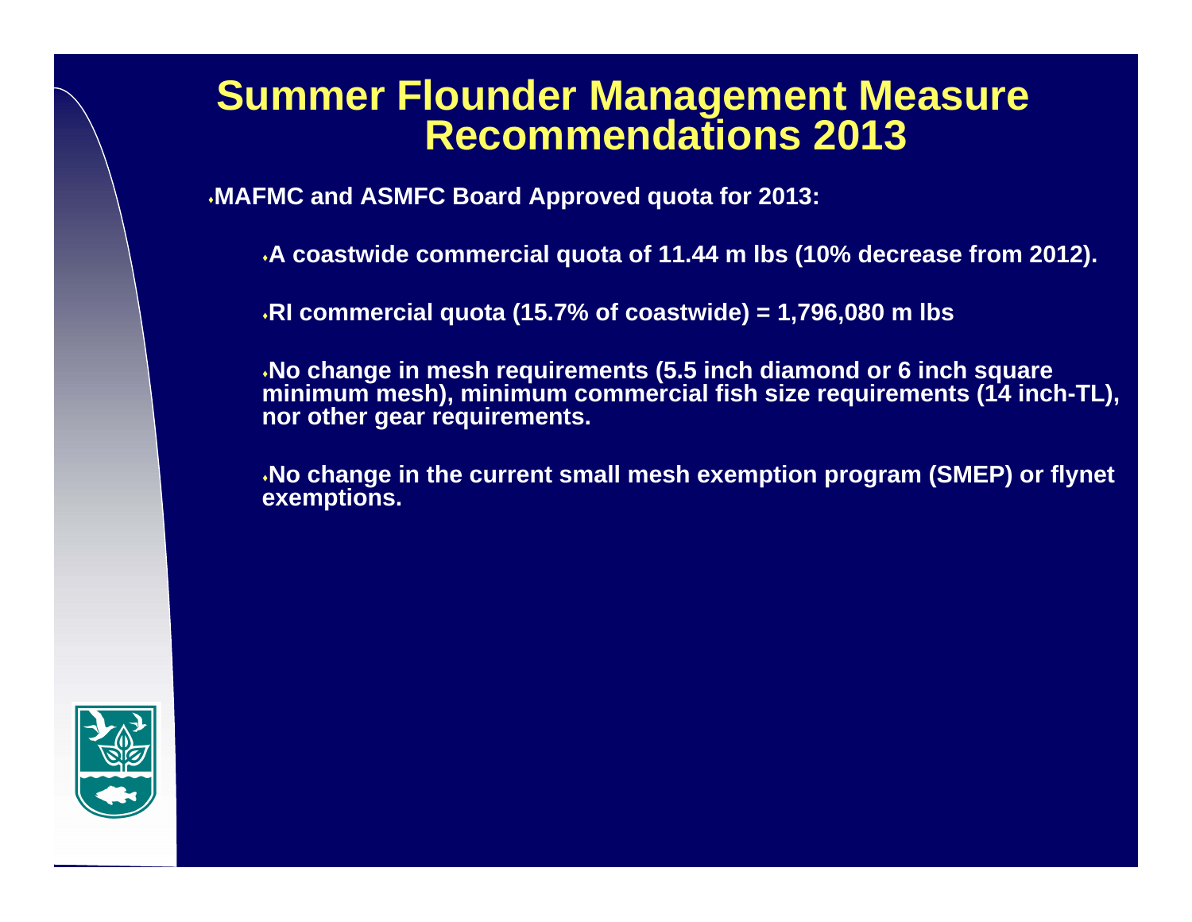# Summer Flounder Management Measure Recommendations 2013

- MAFMC and ASMFC Board Approved quota for 2013:
  - A coastwide commercial quota of 11.44 m lbs (10% decrease from 2012).
  - RI commercial quota (15.7% of coastwide) = 1,796,080 m lbs
  - No change in mesh requirements (5.5 inch diamond or 6 inch square minimum mesh), minimum commercial fish size requirements (14 inch-TL), nor other gear requirements.
  - No change in the current small mesh exemption program (SMEP) or flynet exemptions.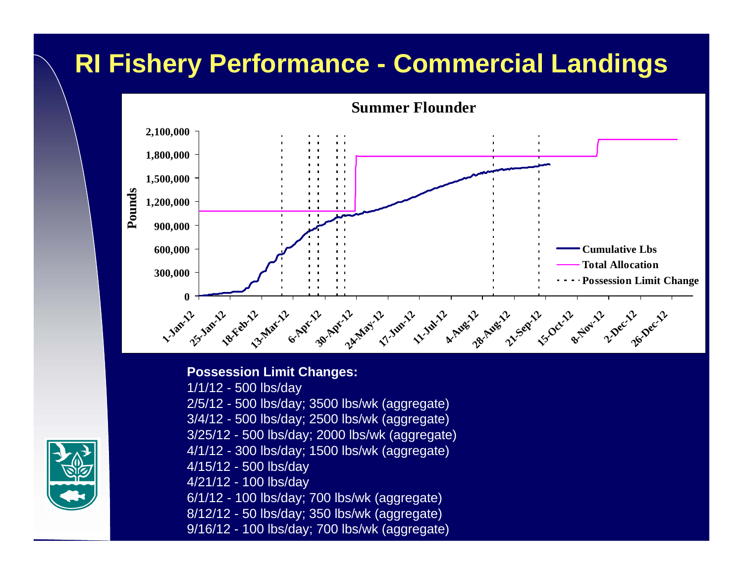# RI Fishery Performance - Commercial Landings

Summer Flounder

Pounds

2,100,000
1,800,000
1,500,000
1,200,000
900,000
600,000
300,000
0

1-Jan-12
25-Jan-12
18-Feb-12
13-Mar-12
6-Apr-12
30-Apr-12
24-May-12
17-Jun-12
11-Jul-12
4-Aug-12
28-Aug-12
21-Sep-12
15-Oct-12
8-Nov-12
2-Dec-12
26-Dec-12

Cumulative Lbs
Total Allocation
Possession Limit Change

**Possession Limit Changes:**

1/1/12 - 500 lbs/day
2/5/12 - 500 lbs/day; 3500 lbs/wk (aggregate)
3/4/12 - 500 lbs/day; 2500 lbs/wk (aggregate)
3/25/12 - 500 lbs/day; 2000 lbs/wk (aggregate)
4/1/12 - 300 lbs/day; 1500 lbs/wk (aggregate)
4/15/12 - 500 lbs/day
4/21/12 - 100 lbs/day
6/1/12 - 100 lbs/day; 700 lbs/wk (aggregate)
8/12/12 - 50 lbs/day; 350 lbs/wk (aggregate)
9/16/12 - 100 lbs/day; 700 lbs/wk (aggregate)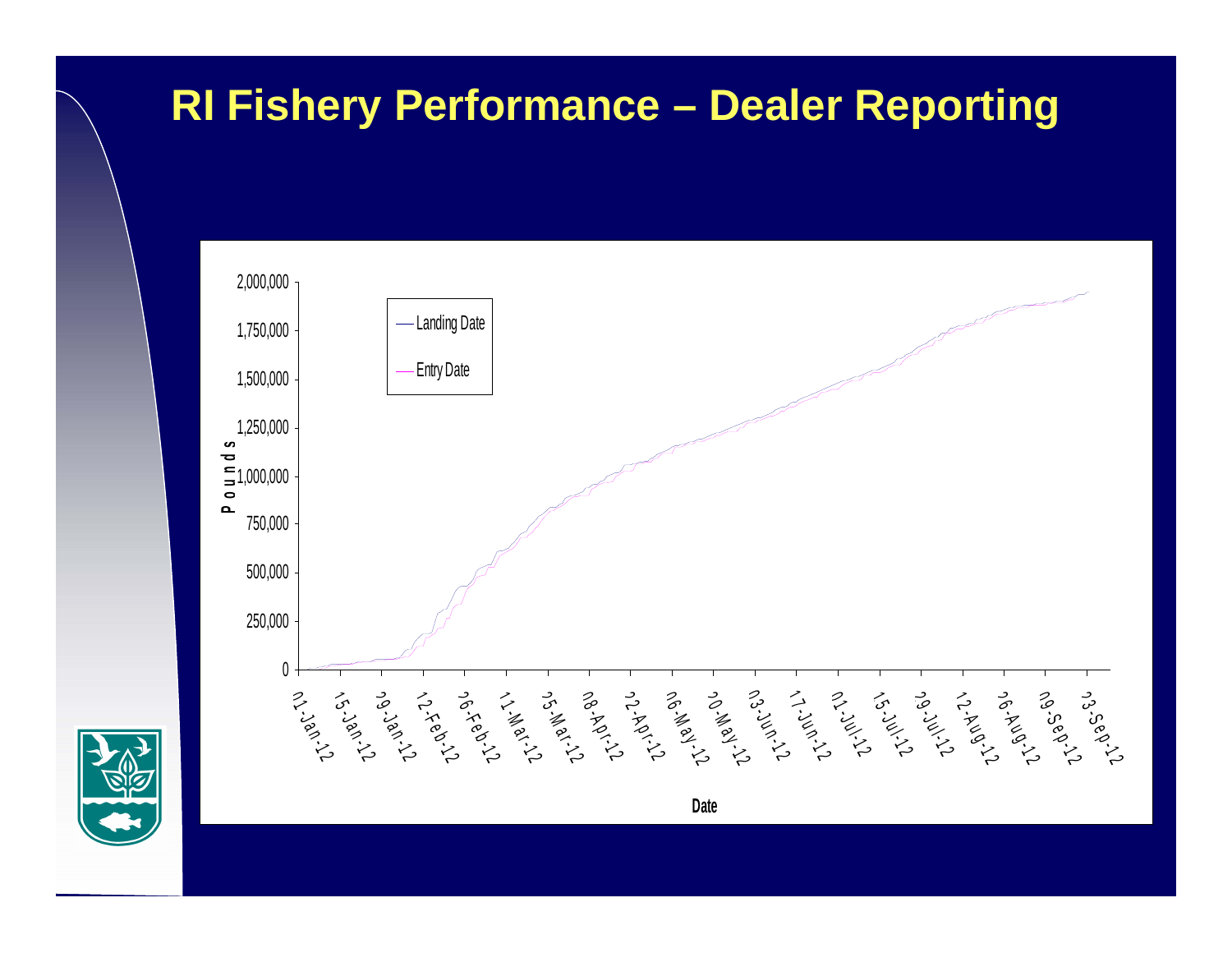# RI Fishery Performance – Dealer Reporting

2,000,000
1,750,000
1,500,000
1,250,000
1,000,000
750,000
500,000
250,000
0

Pounds

Landing Date

Entry Date

01-Jan-12
15-Jan-12
29-Jan-12
12-Feb-12
26-Feb-12
11-Mar-12
25-Mar-12
08-Apr-12
22-Apr-12
06-May-12
20-May-12
03-Jun-12
17-Jun-12
01-Jul-12
15-Jul-12
29-Jul-12
12-Aug-12
26-Aug-12
09-Sep-12
23-Sep-12

Date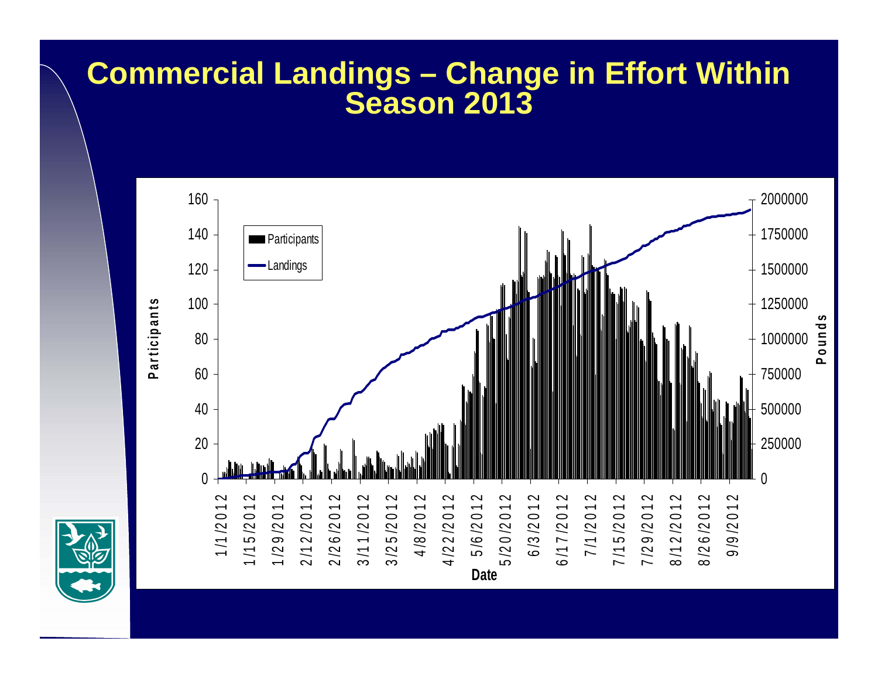# Commercial Landings – Change in Effort Within Season 2013

Participants

Landings

Participants

Pounds

160
140
120
100
80
60
40
20
0

2000000
1750000
1500000
1250000
1000000
750000
500000
250000
0

1/1/2012
1/15/2012
1/29/2012
2/12/2012
2/26/2012
3/11/2012
3/25/2012
4/8/2012
4/22/2012
5/6/2012
5/20/2012
6/3/2012
6/17/2012
7/1/2012
7/15/2012
7/29/2012
8/12/2012
8/26/2012
9/9/2012

Date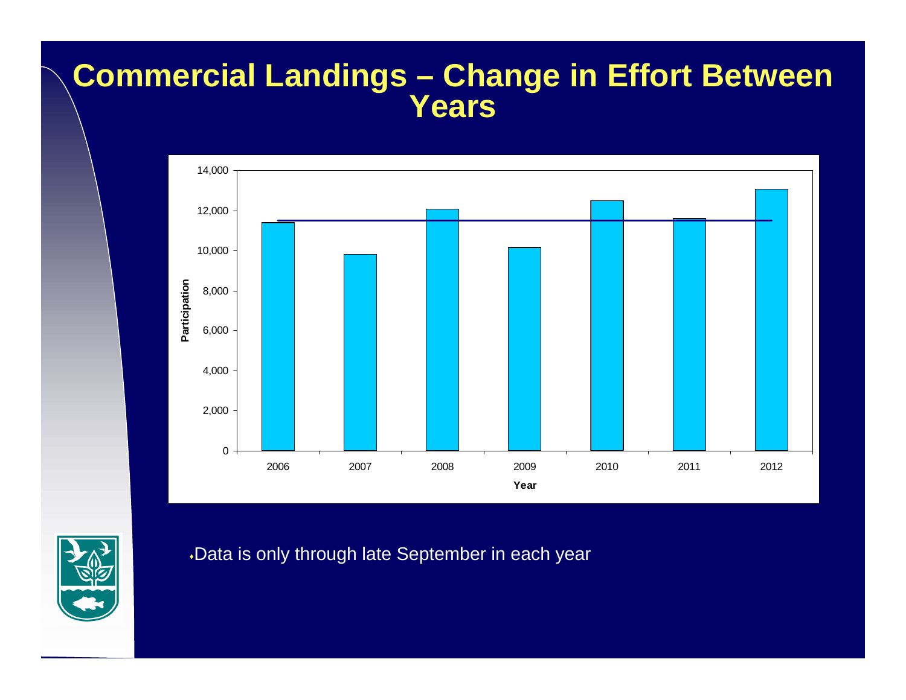# Commercial Landings – Change in Effort Between Years

14,000
12,000
10,000
8,000
6,000
4,000
2,000
0

Participation

2006
2007
2008
2009
2010
2011
2012

Year

- Data is only through late September in each year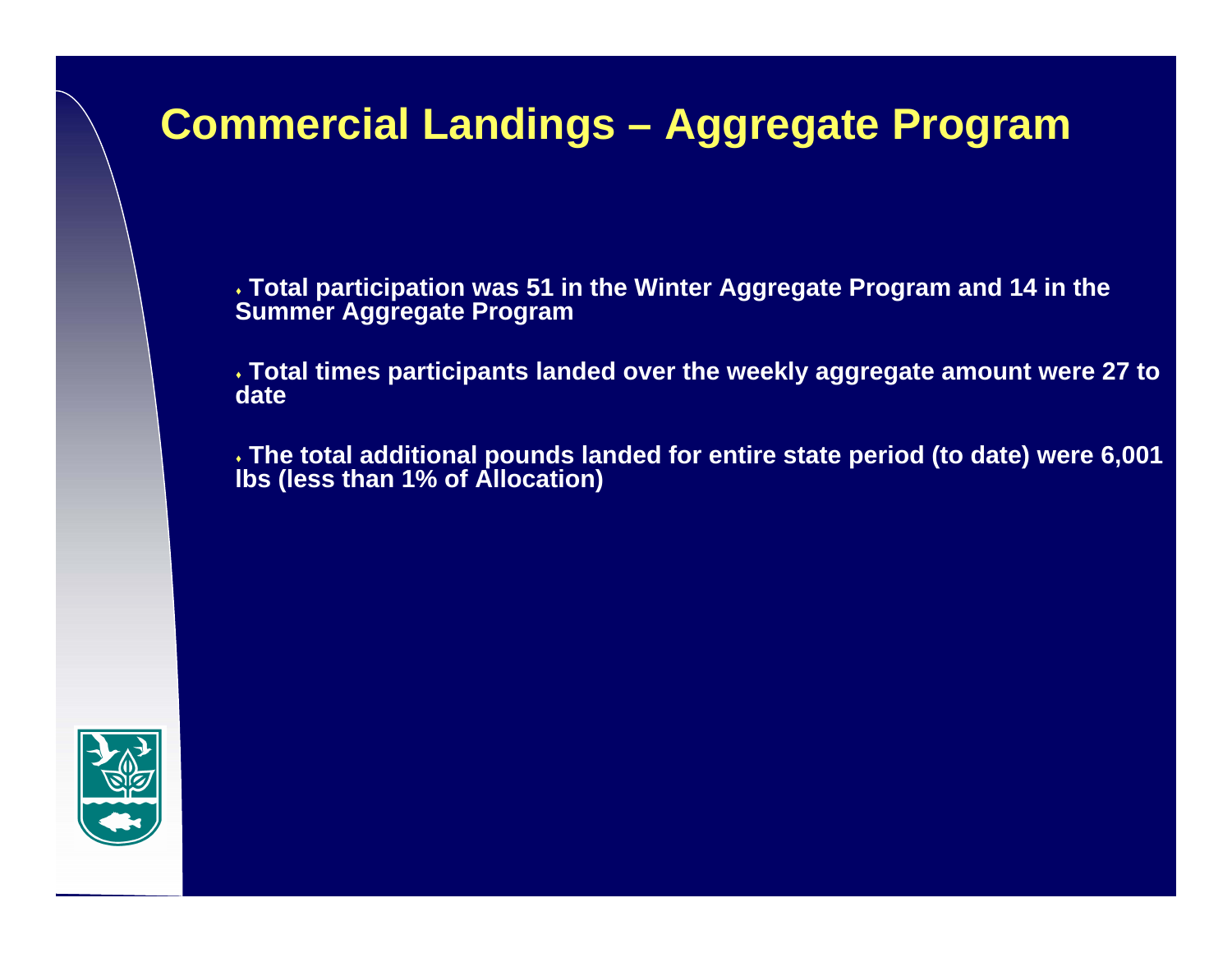# Commercial Landings – Aggregate Program

- Total participation was 51 in the Winter Aggregate Program and 14 in the Summer Aggregate Program
- Total times participants landed over the weekly aggregate amount were 27 to date
- The total additional pounds landed for entire state period (to date) were 6,001 lbs (less than 1% of Allocation)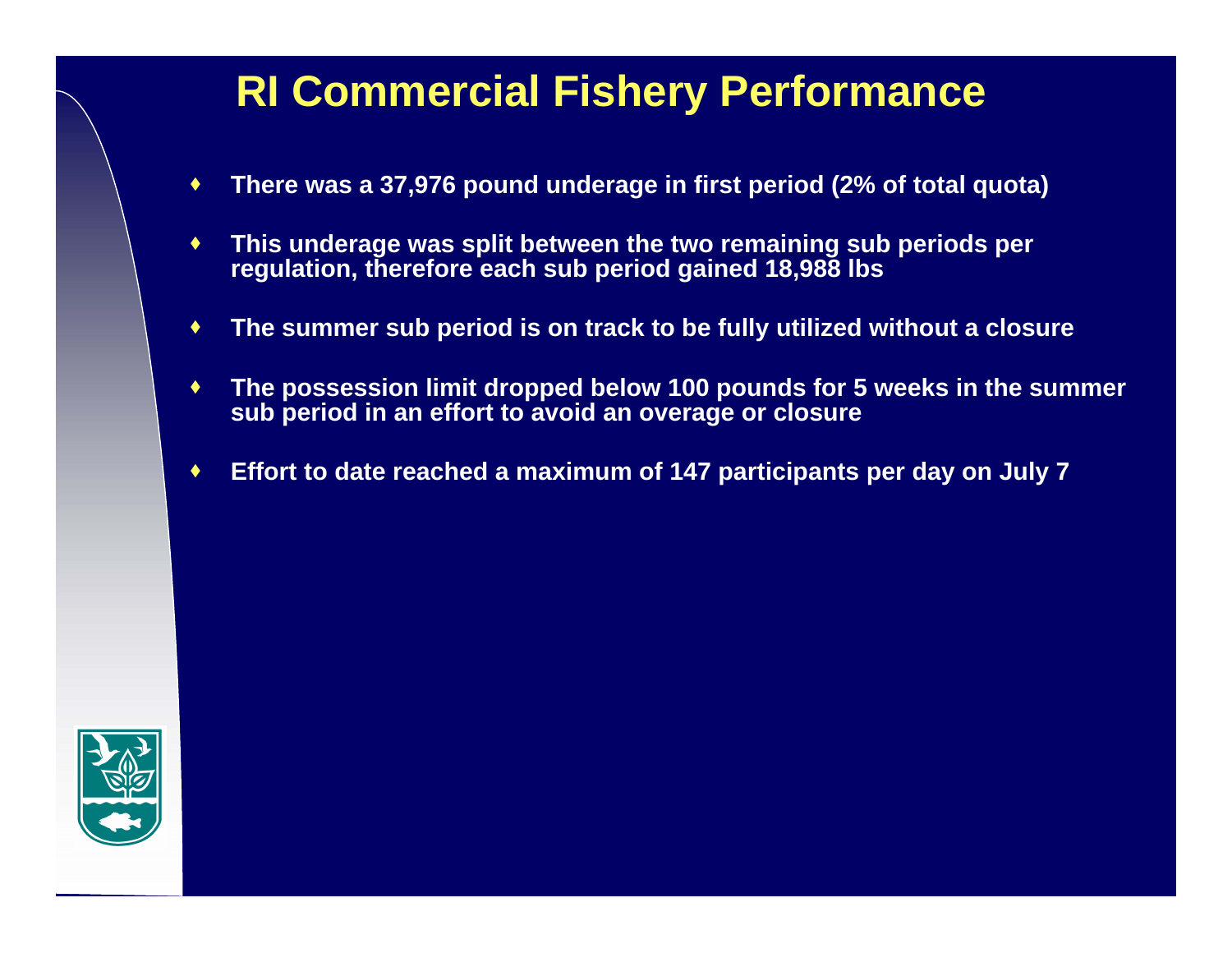# RI Commercial Fishery Performance

- There was a 37,976 pound underage in first period (2% of total quota)
- This underage was split between the two remaining sub periods per regulation, therefore each sub period gained 18,988 lbs
- The summer sub period is on track to be fully utilized without a closure
- The possession limit dropped below 100 pounds for 5 weeks in the summer sub period in an effort to avoid an overage or closure
- Effort to date reached a maximum of 147 participants per day on July 7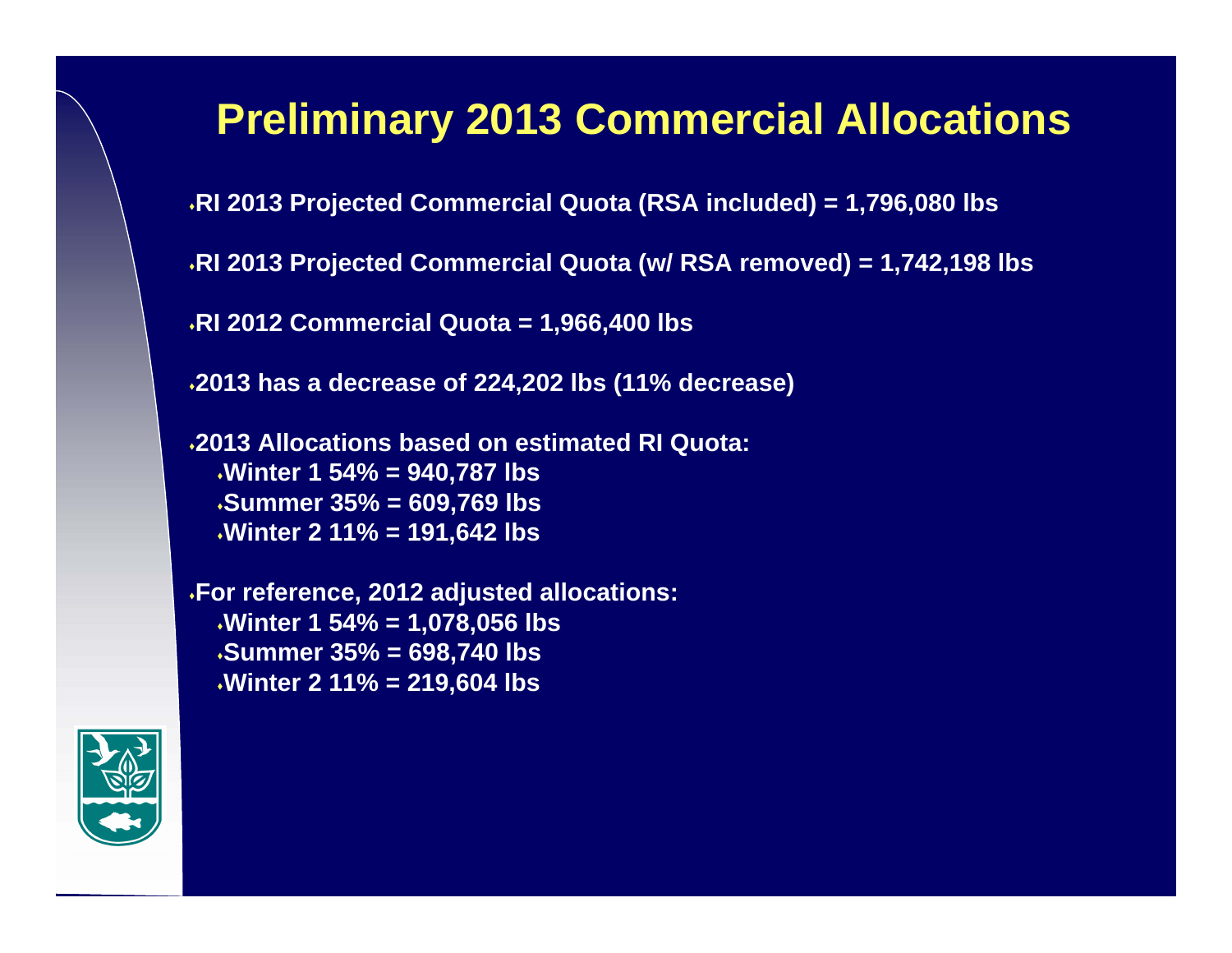# Preliminary 2013 Commercial Allocations

- RI 2013 Projected Commercial Quota (RSA included) = 1,796,080 lbs
- RI 2013 Projected Commercial Quota (w/ RSA removed) = 1,742,198 lbs
- RI 2012 Commercial Quota = 1,966,400 lbs
- 2013 has a decrease of 224,202 lbs (11% decrease)
- 2013 Allocations based on estimated RI Quota:
  - Winter 1 54% = 940,787 lbs
  - Summer 35% = 609,769 lbs
  - Winter 2 11% = 191,642 lbs
- For reference, 2012 adjusted allocations:
  - Winter 1 54% = 1,078,056 lbs
  - Summer 35% = 698,740 lbs
  - Winter 2 11% = 219,604 lbs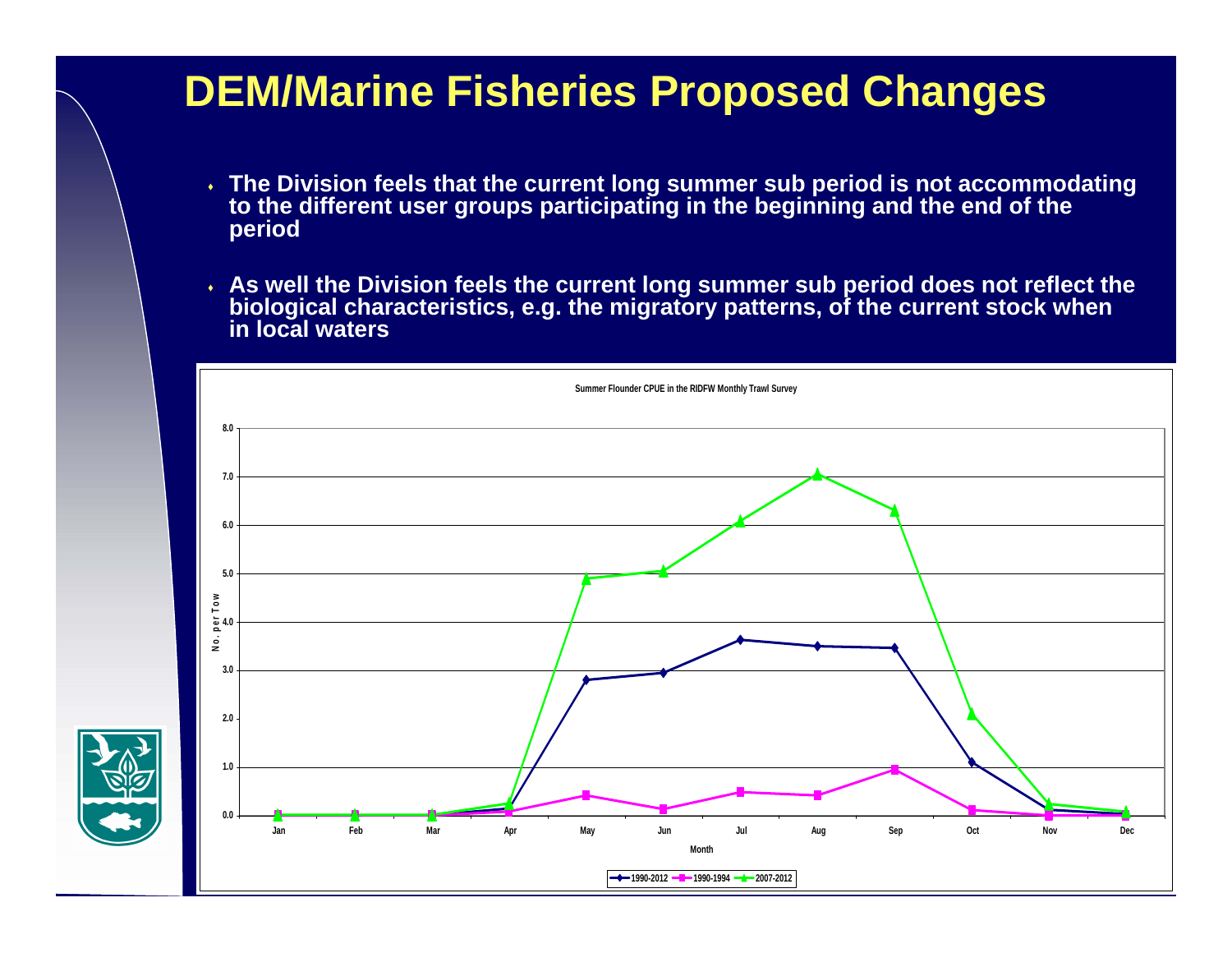# DEM/Marine Fisheries Proposed Changes

- **The Division feels that the current long summer sub period is not accommodating to the different user groups participating in the beginning and the end of the period**
- **As well the Division feels the current long summer sub period does not reflect the biological characteristics, e.g. the migratory patterns, of the current stock when in local waters**

Summer Flounder CPUE in the RIDFW Monthly Trawl Survey

No. per Tow

8.0
7.0
6.0
5.0
4.0
3.0
2.0
1.0
0.0

Jan Feb Mar Apr May Jun Jul Aug Sep Oct Nov Dec

Month

1990-2012 1990-1994 2007-2012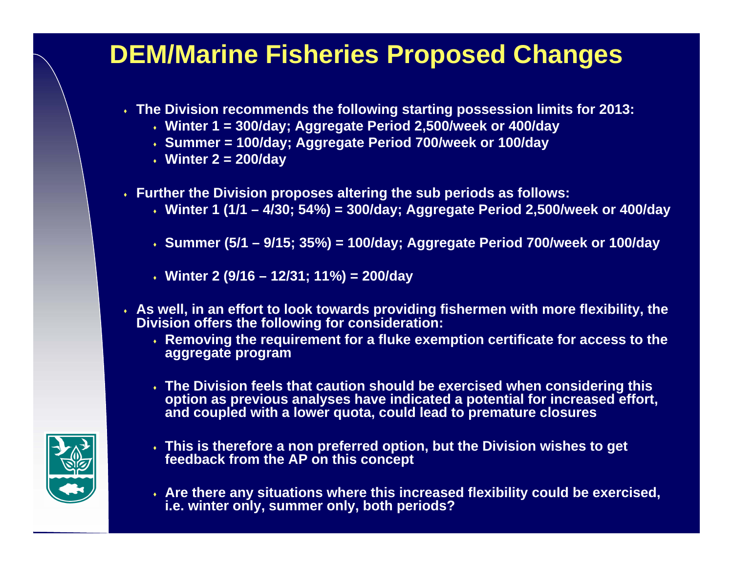# DEM/Marine Fisheries Proposed Changes

- **The Division recommends the following starting possession limits for 2013:**
  - **Winter 1 = 300/day; Aggregate Period 2,500/week or 400/day**
  - **Summer = 100/day; Aggregate Period 700/week or 100/day**
  - **Winter 2 = 200/day**
- **Further the Division proposes altering the sub periods as follows:**
  - **Winter 1 (1/1 – 4/30; 54%) = 300/day; Aggregate Period 2,500/week or 400/day**
  - **Summer (5/1 – 9/15; 35%) = 100/day; Aggregate Period 700/week or 100/day**
  - **Winter 2 (9/16 – 12/31; 11%) = 200/day**
- **As well, in an effort to look towards providing fishermen with more flexibility, the Division offers the following for consideration:**
  - **Removing the requirement for a fluke exemption certificate for access to the aggregate program**
  - **The Division feels that caution should be exercised when considering this option as previous analyses have indicated a potential for increased effort, and coupled with a lower quota, could lead to premature closures**
  - **This is therefore a non preferred option, but the Division wishes to get feedback from the AP on this concept**
  - **Are there any situations where this increased flexibility could be exercised, i.e. winter only, summer only, both periods?**